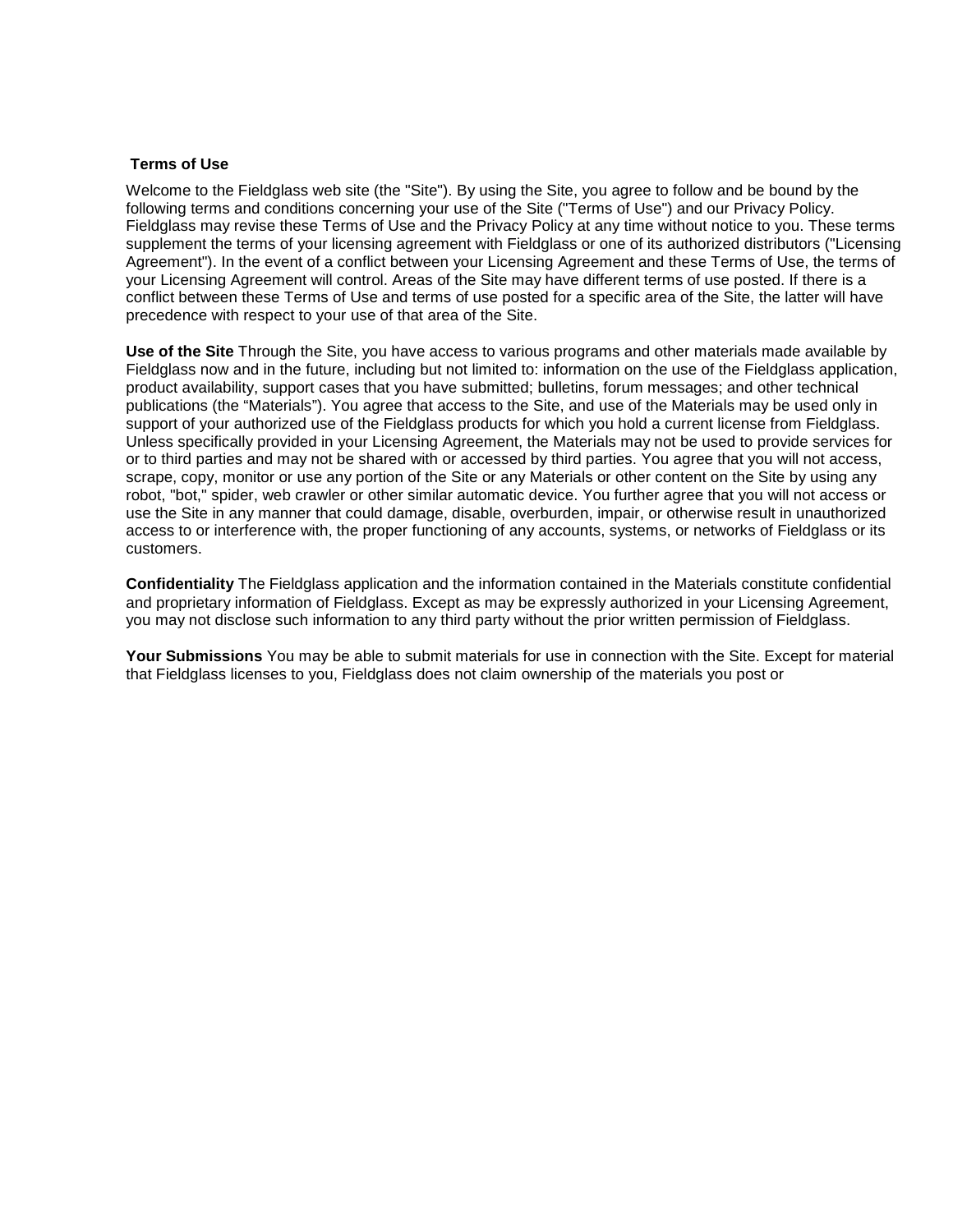## Terms of Use

Welcome to the Fieldglass web site (the "Site"). By using the Site, you agree to follow and be bound by the following terms and conditions concerning your use of the Site ("Terms of Use") and our Privacy Policy. Fieldglass may revise these Terms of Use and the Privacy Policy at any time without notice to you. These terms supplement the terms of your licensing agreement with Fieldglass or one of its authorized distributors ("Licensing Agreement"). In the event of a conflict between your Licensing Agreement and these Terms of Use, the terms of your Licensing Agreement will control. Areas of the Site may have different terms of use posted. If there is a conflict between these Terms of Use and terms of use posted for a specific area of the Site, the latter will have precedence with respect to your use of that area of the Site.

**Use of the Site** Through the Site, you have access to various programs and other materials made available by Fieldglass now and in the future, including but not limited to: information on the use of the Fieldglass application, product availability, support cases that you have submitted; bulletins, forum messages; and other technical publications (the "Materials"). You agree that access to the Site, and use of the Materials may be used only in support of your authorized use of the Fieldglass products for which you hold a current license from Fieldglass. Unless specifically provided in your Licensing Agreement, the Materials may not be used to provide services for or to third parties and may not be shared with or accessed by third parties. You agree that you will not access, scrape, copy, monitor or use any portion of the Site or any Materials or other content on the Site by using any robot, "bot," spider, web crawler or other similar automatic device. You further agree that you will not access or use the Site in any manner that could damage, disable, overburden, impair, or otherwise result in unauthorized access to or interference with, the proper functioning of any accounts, systems, or networks of Fieldglass or its customers.

**Confidentiality** The Fieldglass application and the information contained in the Materials constitute confidential and proprietary information of Fieldglass. Except as may be expressly authorized in your Licensing Agreement, you may not disclose such information to any third party without the prior written permission of Fieldglass.

**Your Submissions** You may be able to submit materials for use in connection with the Site. Except for material that Fieldglass licenses to you, Fieldglass does not claim ownership of the materials you post or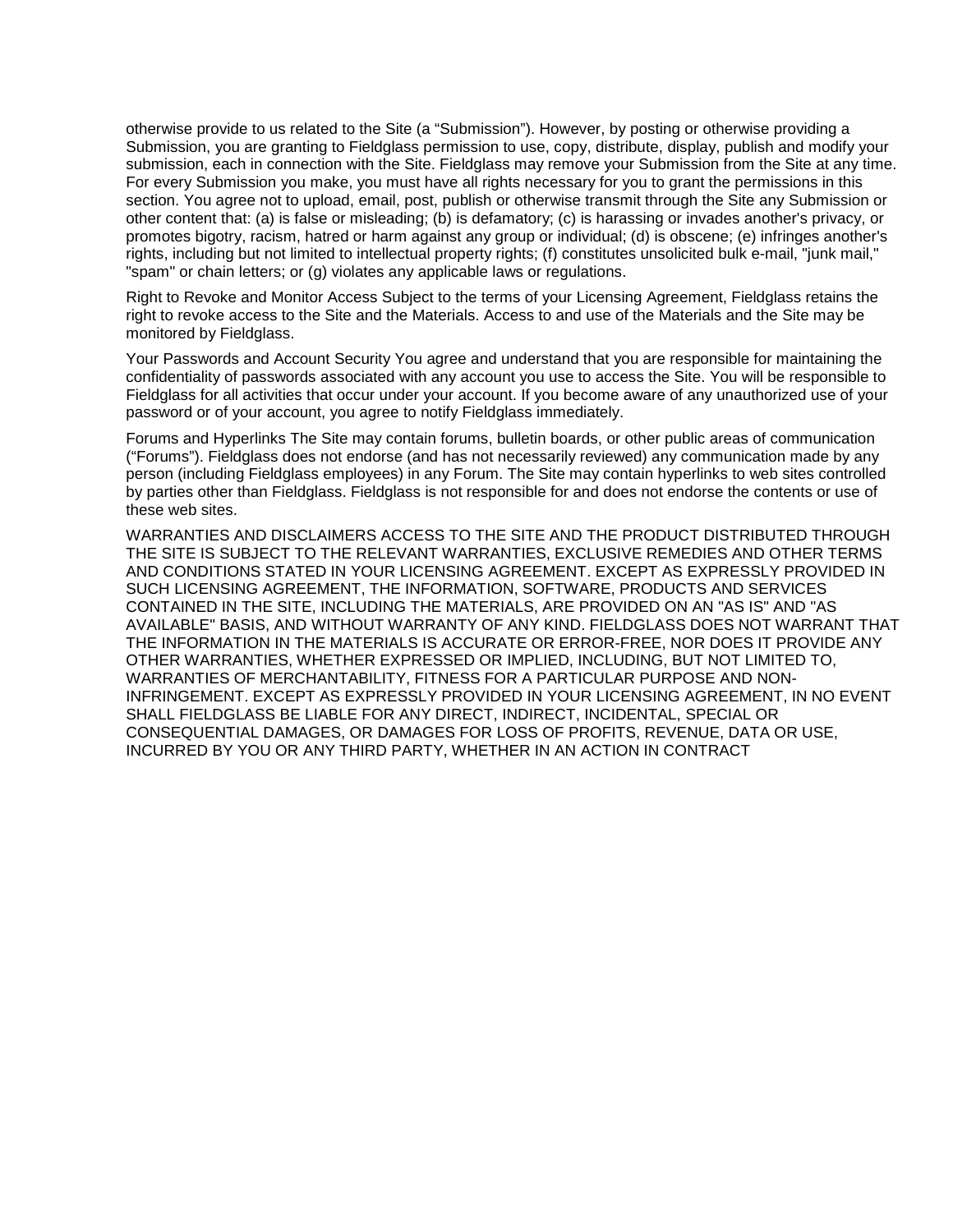otherwise provide to us related to the Site (a "Submission"). However, by posting or otherwise providing a Submission, you are granting to Fieldglass permission to use, copy, distribute, display, publish and modify your submission, each in connection with the Site. Fieldglass may remove your Submission from the Site at any time. For every Submission you make, you must have all rights necessary for you to grant the permissions in this section. You agree not to upload, email, post, publish or otherwise transmit through the Site any Submission or other content that: (a) is false or misleading; (b) is defamatory; (c) is harassing or invades another's privacy, or promotes bigotry, racism, hatred or harm against any group or individual; (d) is obscene; (e) infringes another's rights, including but not limited to intellectual property rights; (f) constitutes unsolicited bulk e-mail, "junk mail," "spam" or chain letters; or (g) violates any applicable laws or regulations.

Right to Revoke and Monitor Access Subject to the terms of your Licensing Agreement, Fieldglass retains the right to revoke access to the Site and the Materials. Access to and use of the Materials and the Site may be monitored by Fieldglass.

Your Passwords and Account Security You agree and understand that you are responsible for maintaining the confidentiality of passwords associated with any account you use to access the Site. You will be responsible to Fieldglass for all activities that occur under your account. If you become aware of any unauthorized use of your password or of your account, you agree to notify Fieldglass immediately.

Forums and Hyperlinks The Site may contain forums, bulletin boards, or other public areas of communication ("Forums"). Fieldglass does not endorse (and has not necessarily reviewed) any communication made by any person (including Fieldglass employees) in any Forum. The Site may contain hyperlinks to web sites controlled by parties other than Fieldglass. Fieldglass is not responsible for and does not endorse the contents or use of these web sites.

WARRANTIES AND DISCLAIMERS ACCESS TO THE SITE AND THE PRODUCT DISTRIBUTED THROUGH THE SITE IS SUBJECT TO THE RELEVANT WARRANTIES, EXCLUSIVE REMEDIES AND OTHER TERMS AND CONDITIONS STATED IN YOUR LICENSING AGREEMENT. EXCEPT AS EXPRESSLY PROVIDED IN SUCH LICENSING AGREEMENT, THE INFORMATION, SOFTWARE, PRODUCTS AND SERVICES CONTAINED IN THE SITE, INCLUDING THE MATERIALS, ARE PROVIDED ON AN "AS IS" AND "AS AVAILABLE" BASIS, AND WITHOUT WARRANTY OF ANY KIND. FIELDGLASS DOES NOT WARRANT THAT THE INFORMATION IN THE MATERIALS IS ACCURATE OR ERROR-FREE, NOR DOES IT PROVIDE ANY OTHER WARRANTIES, WHETHER EXPRESSED OR IMPLIED, INCLUDING, BUT NOT LIMITED TO, WARRANTIES OF MERCHANTABILITY, FITNESS FOR A PARTICULAR PURPOSE AND NON-INFRINGEMENT. EXCEPT AS EXPRESSLY PROVIDED IN YOUR LICENSING AGREEMENT, IN NO EVENT SHALL FIELDGLASS BE LIABLE FOR ANY DIRECT, INDIRECT, INCIDENTAL, SPECIAL OR CONSEQUENTIAL DAMAGES, OR DAMAGES FOR LOSS OF PROFITS, REVENUE, DATA OR USE, INCURRED BY YOU OR ANY THIRD PARTY, WHETHER IN AN ACTION IN CONTRACT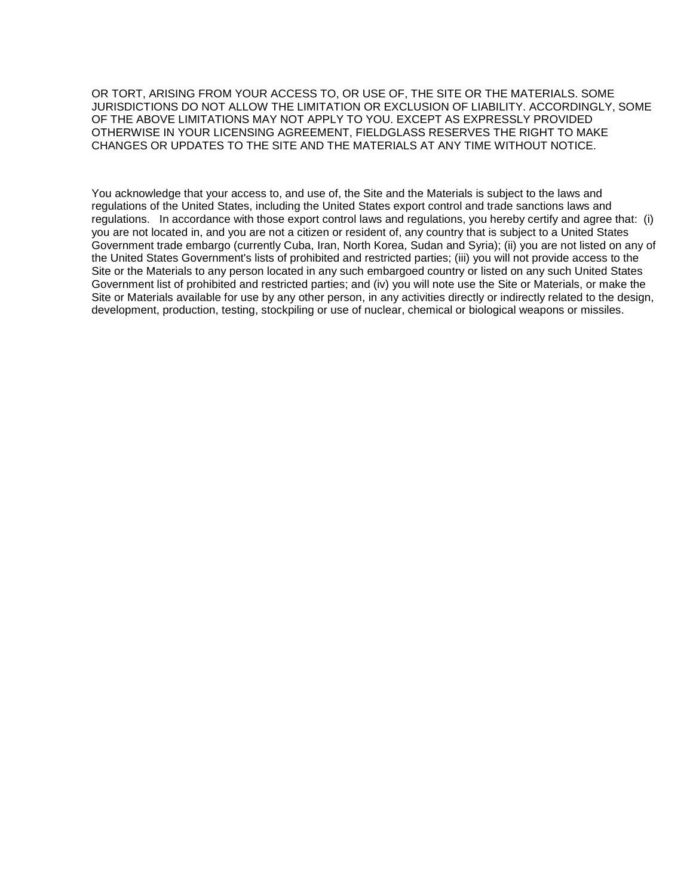OR TORT, ARISING FROM YOUR ACCESS TO, OR USE OF, THE SITE OR THE MATERIALS. SOME JURISDICTIONS DO NOT ALLOW THE LIMITATION OR EXCLUSION OF LIABILITY. ACCORDINGLY, SOME OF THE ABOVE LIMITATIONS MAY NOT APPLY TO YOU. EXCEPT AS EXPRESSLY PROVIDED OTHERWISE IN YOUR LICENSING AGREEMENT, FIELDGLASS RESERVES THE RIGHT TO MAKE CHANGES OR UPDATES TO THE SITE AND THE MATERIALS AT ANY TIME WITHOUT NOTICE.

You acknowledge that your access to, and use of, the Site and the Materials is subject to the laws and regulations of the United States, including the United States export control and trade sanctions laws and regulations. In accordance with those export control laws and regulations, you hereby certify and agree that: (i) you are not located in, and you are not a citizen or resident of, any country that is subject to a United States Government trade embargo (currently Cuba, Iran, North Korea, Sudan and Syria); (ii) you are not listed on any of the United States Government's lists of prohibited and restricted parties; (iii) you will not provide access to the Site or the Materials to any person located in any such embargoed country or listed on any such United States Government list of prohibited and restricted parties; and (iv) you will note use the Site or Materials, or make the Site or Materials available for use by any other person, in any activities directly or indirectly related to the design, development, production, testing, stockpiling or use of nuclear, chemical or biological weapons or missiles.